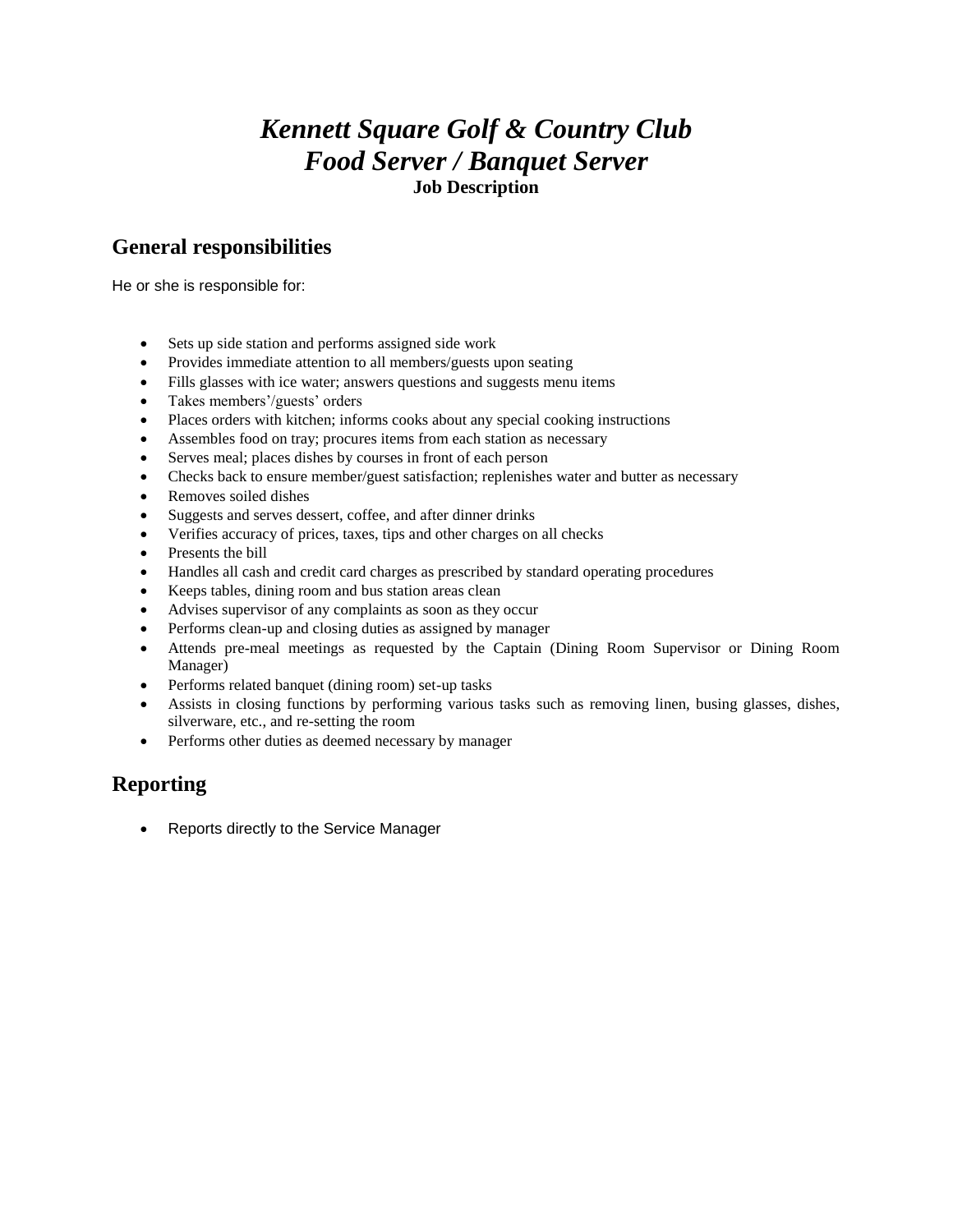# *Kennett Square Golf & Country Club*
# *Food Server / Banquet Server*

**Job Description**

## General responsibilities

He or she is responsible for:

- Sets up side station and performs assigned side work
- Provides immediate attention to all members/guests upon seating
- Fills glasses with ice water; answers questions and suggests menu items
- Takes members'/guests' orders
- Places orders with kitchen; informs cooks about any special cooking instructions
- Assembles food on tray; procures items from each station as necessary
- Serves meal; places dishes by courses in front of each person
- Checks back to ensure member/guest satisfaction; replenishes water and butter as necessary
- Removes soiled dishes
- Suggests and serves dessert, coffee, and after dinner drinks
- Verifies accuracy of prices, taxes, tips and other charges on all checks
- Presents the bill
- Handles all cash and credit card charges as prescribed by standard operating procedures
- Keeps tables, dining room and bus station areas clean
- Advises supervisor of any complaints as soon as they occur
- Performs clean-up and closing duties as assigned by manager
- Attends pre-meal meetings as requested by the Captain (Dining Room Supervisor or Dining Room Manager)
- Performs related banquet (dining room) set-up tasks
- Assists in closing functions by performing various tasks such as removing linen, busing glasses, dishes, silverware, etc., and re-setting the room
- Performs other duties as deemed necessary by manager

## Reporting

- Reports directly to the Service Manager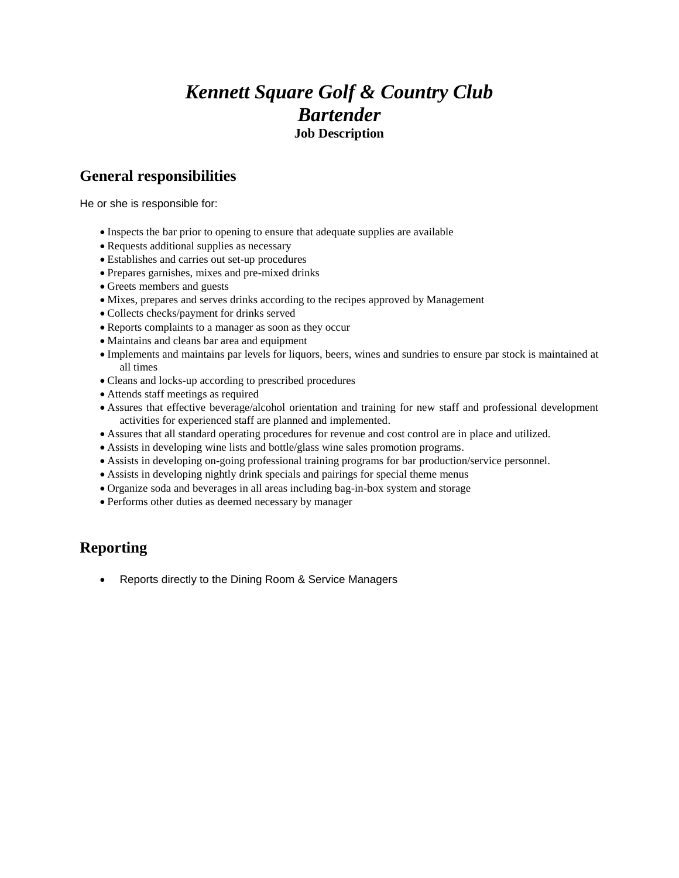# *Kennett Square Golf & Country Club*
# *Bartender*
**Job Description**

## General responsibilities

He or she is responsible for:

- Inspects the bar prior to opening to ensure that adequate supplies are available
- Requests additional supplies as necessary
- Establishes and carries out set-up procedures
- Prepares garnishes, mixes and pre-mixed drinks
- Greets members and guests
- Mixes, prepares and serves drinks according to the recipes approved by Management
- Collects checks/payment for drinks served
- Reports complaints to a manager as soon as they occur
- Maintains and cleans bar area and equipment
- Implements and maintains par levels for liquors, beers, wines and sundries to ensure par stock is maintained at all times
- Cleans and locks-up according to prescribed procedures
- Attends staff meetings as required
- Assures that effective beverage/alcohol orientation and training for new staff and professional development activities for experienced staff are planned and implemented.
- Assures that all standard operating procedures for revenue and cost control are in place and utilized.
- Assists in developing wine lists and bottle/glass wine sales promotion programs.
- Assists in developing on-going professional training programs for bar production/service personnel.
- Assists in developing nightly drink specials and pairings for special theme menus
- Organize soda and beverages in all areas including bag-in-box system and storage
- Performs other duties as deemed necessary by manager

## Reporting

- Reports directly to the Dining Room & Service Managers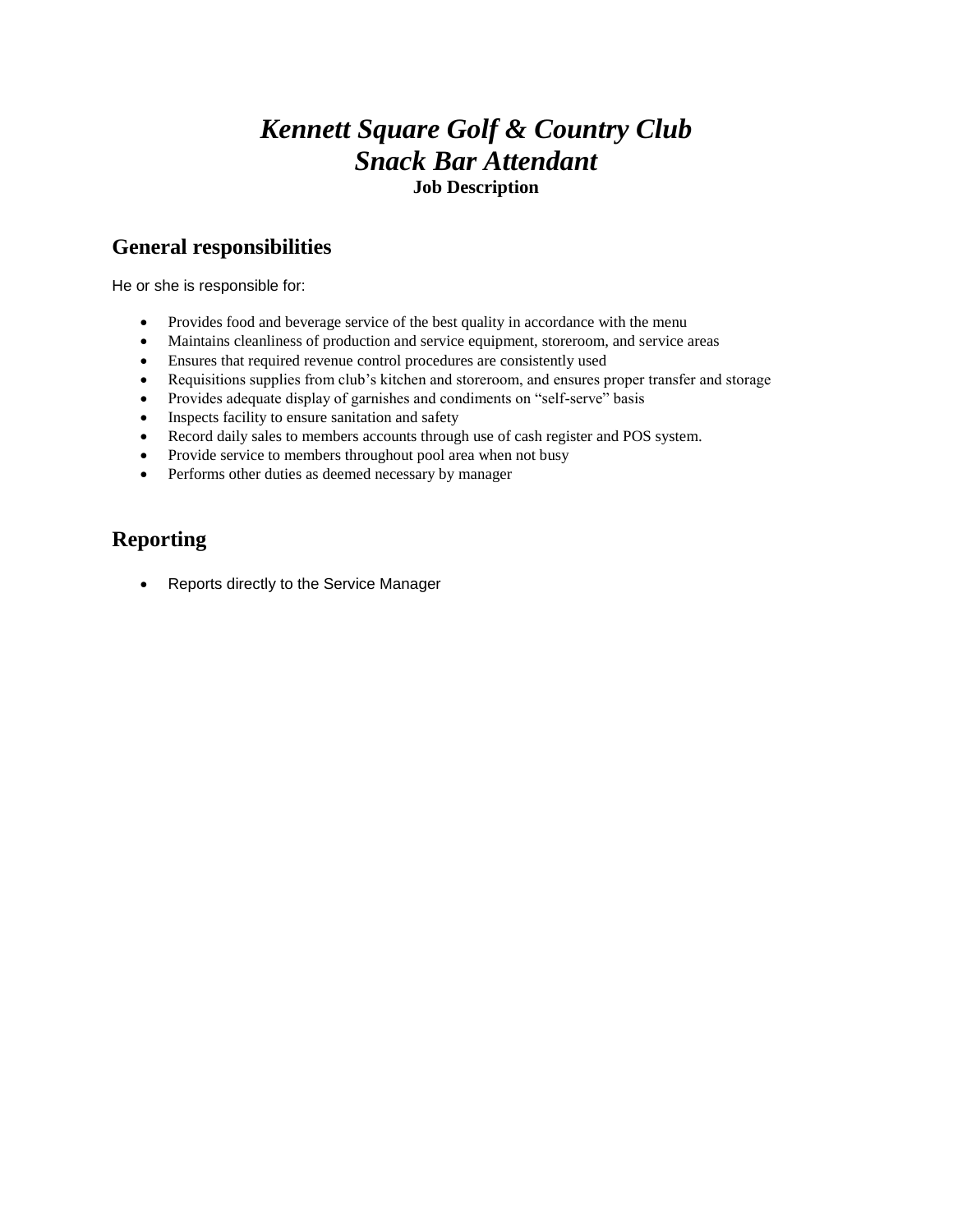# *Kennett Square Golf & Country Club*
# *Snack Bar Attendant*

**Job Description**

## General responsibilities

He or she is responsible for:

- Provides food and beverage service of the best quality in accordance with the menu
- Maintains cleanliness of production and service equipment, storeroom, and service areas
- Ensures that required revenue control procedures are consistently used
- Requisitions supplies from club's kitchen and storeroom, and ensures proper transfer and storage
- Provides adequate display of garnishes and condiments on "self-serve" basis
- Inspects facility to ensure sanitation and safety
- Record daily sales to members accounts through use of cash register and POS system.
- Provide service to members throughout pool area when not busy
- Performs other duties as deemed necessary by manager

## Reporting

- Reports directly to the Service Manager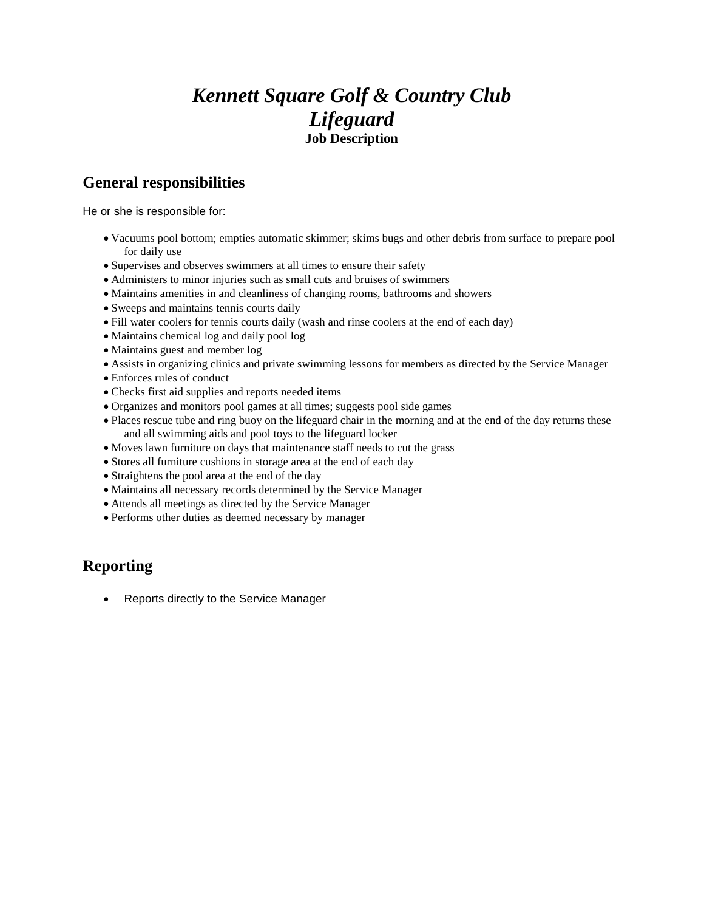# *Kennett Square Golf & Country Club*
# *Lifeguard*
**Job Description**

## General responsibilities

He or she is responsible for:

- Vacuums pool bottom; empties automatic skimmer; skims bugs and other debris from surface to prepare pool for daily use
- Supervises and observes swimmers at all times to ensure their safety
- Administers to minor injuries such as small cuts and bruises of swimmers
- Maintains amenities in and cleanliness of changing rooms, bathrooms and showers
- Sweeps and maintains tennis courts daily
- Fill water coolers for tennis courts daily (wash and rinse coolers at the end of each day)
- Maintains chemical log and daily pool log
- Maintains guest and member log
- Assists in organizing clinics and private swimming lessons for members as directed by the Service Manager
- Enforces rules of conduct
- Checks first aid supplies and reports needed items
- Organizes and monitors pool games at all times; suggests pool side games
- Places rescue tube and ring buoy on the lifeguard chair in the morning and at the end of the day returns these and all swimming aids and pool toys to the lifeguard locker
- Moves lawn furniture on days that maintenance staff needs to cut the grass
- Stores all furniture cushions in storage area at the end of each day
- Straightens the pool area at the end of the day
- Maintains all necessary records determined by the Service Manager
- Attends all meetings as directed by the Service Manager
- Performs other duties as deemed necessary by manager

## Reporting

- Reports directly to the Service Manager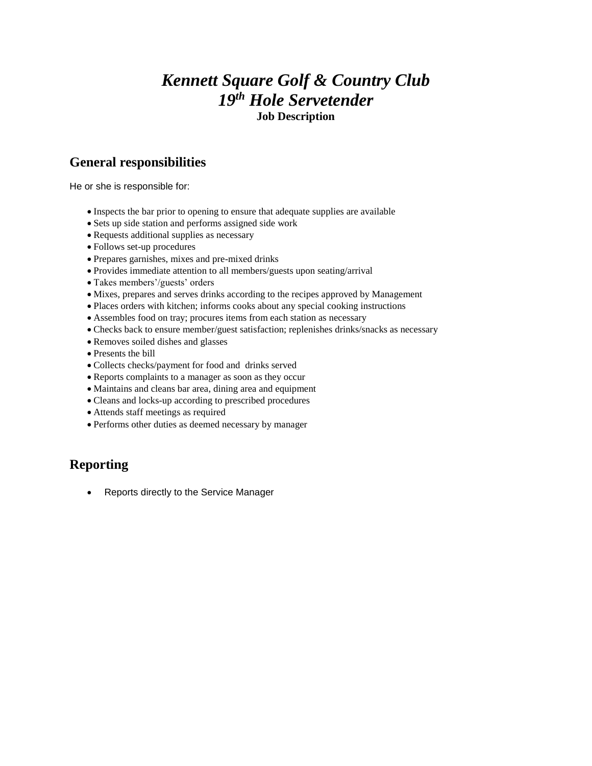# *Kennett Square Golf & Country Club*
# *19th Hole Servetender*

**Job Description**

## General responsibilities

He or she is responsible for:

- Inspects the bar prior to opening to ensure that adequate supplies are available
- Sets up side station and performs assigned side work
- Requests additional supplies as necessary
- Follows set-up procedures
- Prepares garnishes, mixes and pre-mixed drinks
- Provides immediate attention to all members/guests upon seating/arrival
- Takes members'/guests' orders
- Mixes, prepares and serves drinks according to the recipes approved by Management
- Places orders with kitchen; informs cooks about any special cooking instructions
- Assembles food on tray; procures items from each station as necessary
- Checks back to ensure member/guest satisfaction; replenishes drinks/snacks as necessary
- Removes soiled dishes and glasses
- Presents the bill
- Collects checks/payment for food and drinks served
- Reports complaints to a manager as soon as they occur
- Maintains and cleans bar area, dining area and equipment
- Cleans and locks-up according to prescribed procedures
- Attends staff meetings as required
- Performs other duties as deemed necessary by manager

## Reporting

- Reports directly to the Service Manager